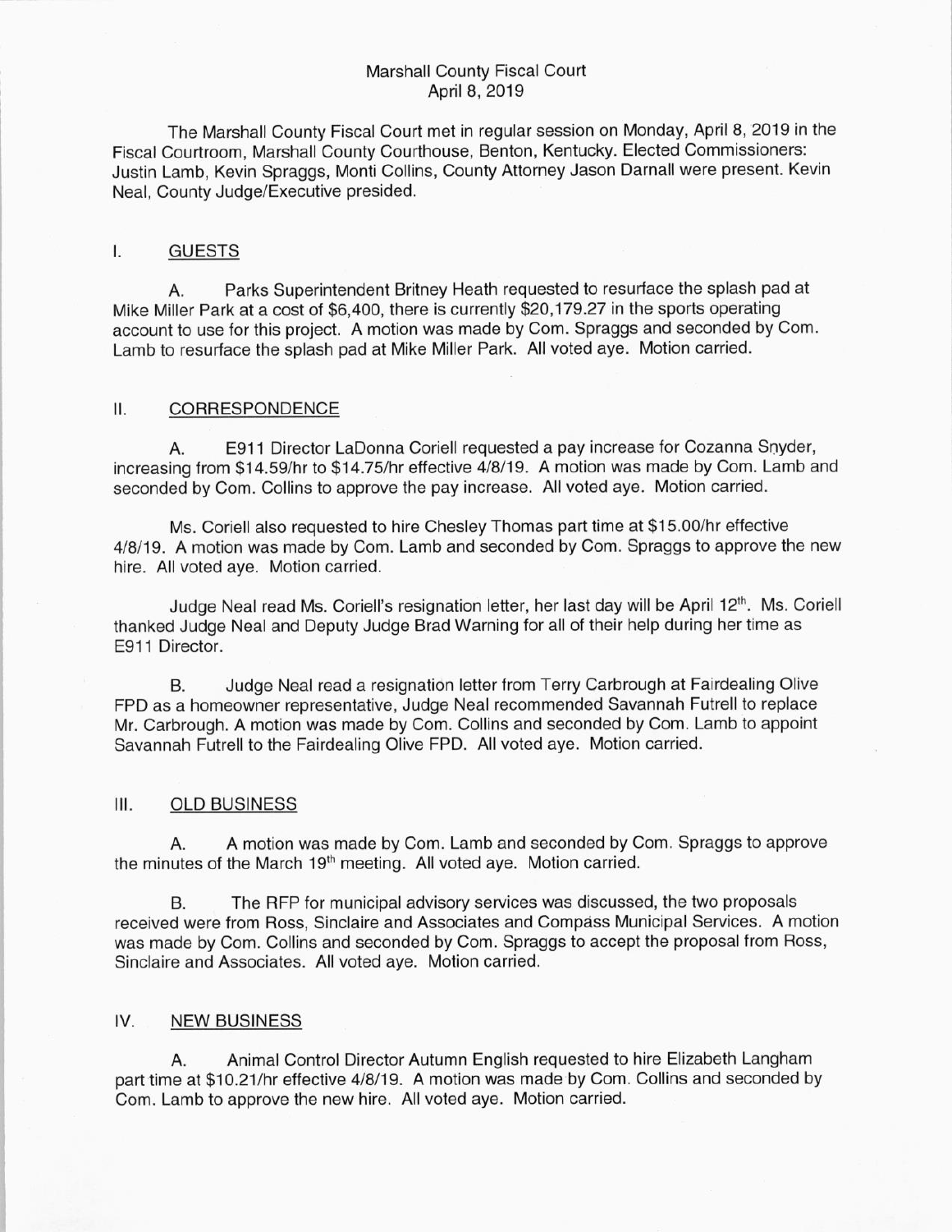Marshall County Fiscal Court
April 8, 2019

The Marshall County Fiscal Court met in regular session on Monday, April 8, 2019 in the Fiscal Courtroom, Marshall County Courthouse, Benton, Kentucky. Elected Commissioners: Justin Lamb, Kevin Spraggs, Monti Collins, County Attorney Jason Darnall were present. Kevin Neal, County Judge/Executive presided.

## I. GUESTS

A. Parks Superintendent Britney Heath requested to resurface the splash pad at Mike Miller Park at a cost of $6,400, there is currently $20,179.27 in the sports operating account to use for this project. A motion was made by Com. Spraggs and seconded by Com. Lamb to resurface the splash pad at Mike Miller Park. All voted aye. Motion carried.

## II. CORRESPONDENCE

A. E911 Director LaDonna Coriell requested a pay increase for Cozanna Snyder, increasing from $14.59/hr to $14.75/hr effective 4/8/19. A motion was made by Com. Lamb and seconded by Com. Collins to approve the pay increase. All voted aye. Motion carried.

Ms. Coriell also requested to hire Chesley Thomas part time at $15.00/hr effective 4/8/19. A motion was made by Com. Lamb and seconded by Com. Spraggs to approve the new hire. All voted aye. Motion carried.

Judge Neal read Ms. Coriell's resignation letter, her last day will be April 12th. Ms. Coriell thanked Judge Neal and Deputy Judge Brad Warning for all of their help during her time as E911 Director.

B. Judge Neal read a resignation letter from Terry Carbrough at Fairdealing Olive FPD as a homeowner representative, Judge Neal recommended Savannah Futrell to replace Mr. Carbrough. A motion was made by Com. Collins and seconded by Com. Lamb to appoint Savannah Futrell to the Fairdealing Olive FPD. All voted aye. Motion carried.

## III. OLD BUSINESS

A. A motion was made by Com. Lamb and seconded by Com. Spraggs to approve the minutes of the March 19th meeting. All voted aye. Motion carried.

B. The RFP for municipal advisory services was discussed, the two proposals received were from Ross, Sinclaire and Associates and Compass Municipal Services. A motion was made by Com. Collins and seconded by Com. Spraggs to accept the proposal from Ross, Sinclaire and Associates. All voted aye. Motion carried.

## IV. NEW BUSINESS

A. Animal Control Director Autumn English requested to hire Elizabeth Langham part time at $10.21/hr effective 4/8/19. A motion was made by Com. Collins and seconded by Com. Lamb to approve the new hire. All voted aye. Motion carried.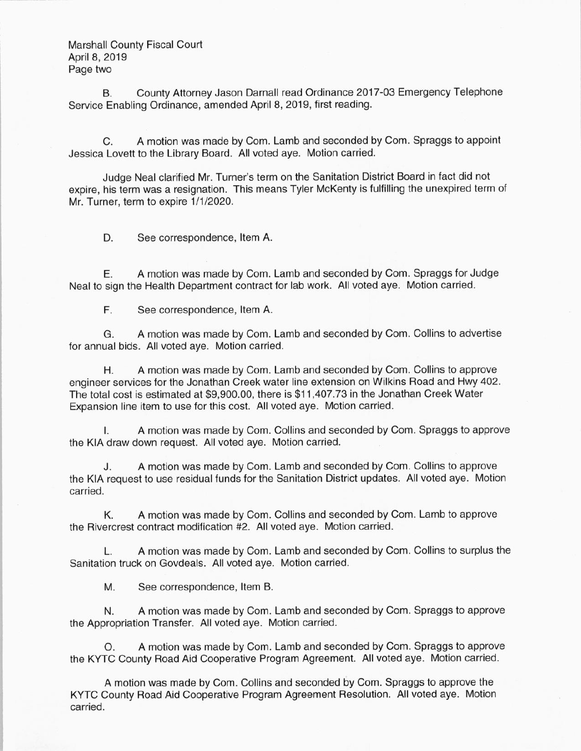B. County Attorney Jason Darnall read Ordinance 2017-03 Emergency Telephone Service Enabling Ordinance, amended April 8, 2019, first reading.

C. A motion was made by Com. Lamb and seconded by Com. Spraggs to appoint Jessica Lovett to the Library Board. All voted aye. Motion carried.

Judge Neal clarified Mr. Turner's term on the Sanitation District Board in fact did not expire, his term was a resignation. This means Tyler McKenty is fulfilling the unexpired term of Mr. Turner, term to expire 1/1/2020.

D. See correspondence, Item A.

E. A motion was made by Com. Lamb and seconded by Com. Spraggs for Judge Neal to sign the Health Department contract for lab work. All voted aye. Motion carried.

F. See correspondence, Item A.

G. A motion was made by Com. Lamb and seconded by Com. Collins to advertise for annual bids. All voted aye. Motion carried.

H. A motion was made by Com. Lamb and seconded by Com. Collins to approve engineer services for the Jonathan Creek water line extension on Wilkins Road and Hwy 402. The total cost is estimated at $9,900.00, there is $11,407.73 in the Jonathan Creek Water Expansion line item to use for this cost. All voted aye. Motion carried.

I. A motion was made by Com. Collins and seconded by Com. Spraggs to approve the KIA draw down request. All voted aye. Motion carried.

J. A motion was made by Com. Lamb and seconded by Com. Collins to approve the KIA request to use residual funds for the Sanitation District updates. All voted aye. Motion carried.

K. A motion was made by Com. Collins and seconded by Com. Lamb to approve the Rivercrest contract modification #2. All voted aye. Motion carried.

L. A motion was made by Com. Lamb and seconded by Com. Collins to surplus the Sanitation truck on Govdeals. All voted aye. Motion carried.

M. See correspondence, Item B.

N. A motion was made by Com. Lamb and seconded by Com. Spraggs to approve the Appropriation Transfer. All voted aye. Motion carried.

O. A motion was made by Com. Lamb and seconded by Com. Spraggs to approve the KYTC County Road Aid Cooperative Program Agreement. All voted aye. Motion carried.

A motion was made by Com. Collins and seconded by Com. Spraggs to approve the KYTC County Road Aid Cooperative Program Agreement Resolution. All voted aye. Motion carried.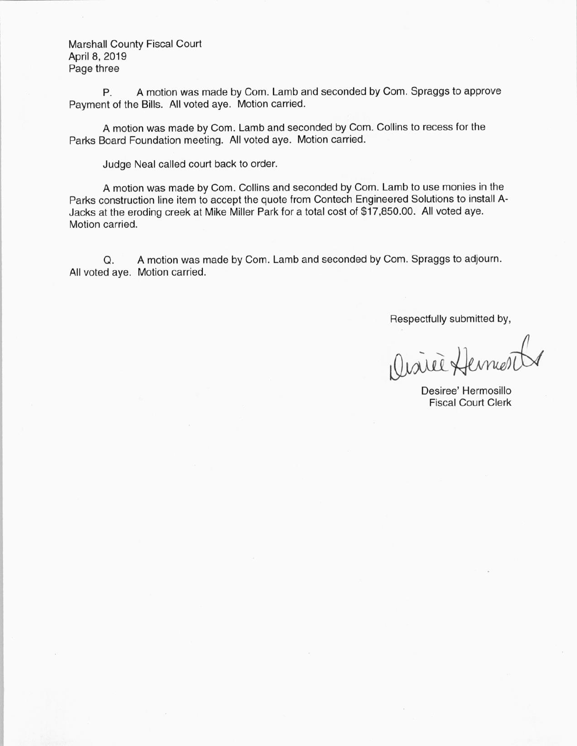Marshall County Fiscal Court
April 8, 2019
Page three

P. A motion was made by Com. Lamb and seconded by Com. Spraggs to approve Payment of the Bills. All voted aye. Motion carried.

A motion was made by Com. Lamb and seconded by Com. Collins to recess for the Parks Board Foundation meeting. All voted aye. Motion carried.

Judge Neal called court back to order.

A motion was made by Com. Collins and seconded by Com. Lamb to use monies in the Parks construction line item to accept the quote from Contech Engineered Solutions to install A-Jacks at the eroding creek at Mike Miller Park for a total cost of $17,850.00. All voted aye. Motion carried.

Q. A motion was made by Com. Lamb and seconded by Com. Spraggs to adjourn. All voted aye. Motion carried.

Respectfully submitted by,

Desiree' Hermosillo
Fiscal Court Clerk